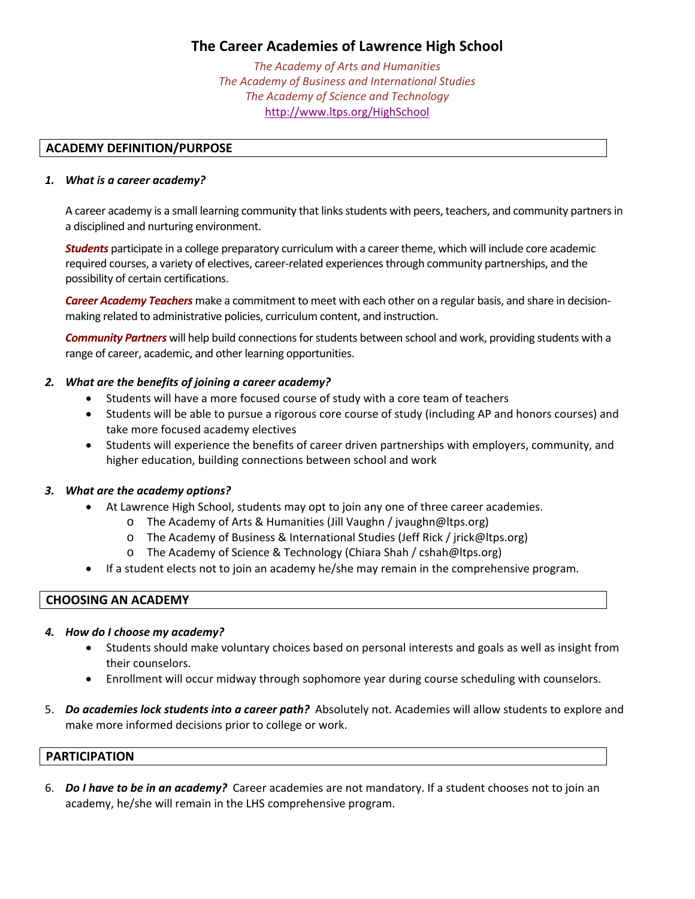# The Career Academies of Lawrence High School

*The Academy of Arts and Humanities*
*The Academy of Business and International Studies*
*The Academy of Science and Technology*
http://www.ltps.org/HighSchool

## ACADEMY DEFINITION/PURPOSE

1. ***What is a career academy?***

   A career academy is a small learning community that links students with peers, teachers, and community partners in a disciplined and nurturing environment.

   ***Students*** participate in a college preparatory curriculum with a career theme, which will include core academic required courses, a variety of electives, career-related experiences through community partnerships, and the possibility of certain certifications.

   ***Career Academy Teachers*** make a commitment to meet with each other on a regular basis, and share in decision-making related to administrative policies, curriculum content, and instruction.

   ***Community Partners*** will help build connections for students between school and work, providing students with a range of career, academic, and other learning opportunities.

2. ***What are the benefits of joining a career academy?***
   - Students will have a more focused course of study with a core team of teachers
   - Students will be able to pursue a rigorous core course of study (including AP and honors courses) and take more focused academy electives
   - Students will experience the benefits of career driven partnerships with employers, community, and higher education, building connections between school and work

3. ***What are the academy options?***
   - At Lawrence High School, students may opt to join any one of three career academies.
     - The Academy of Arts & Humanities (Jill Vaughn / jvaughn@ltps.org)
     - The Academy of Business & International Studies (Jeff Rick / jrick@ltps.org)
     - The Academy of Science & Technology (Chiara Shah / cshah@ltps.org)
   - If a student elects not to join an academy he/she may remain in the comprehensive program.

## CHOOSING AN ACADEMY

4. ***How do I choose my academy?***
   - Students should make voluntary choices based on personal interests and goals as well as insight from their counselors.
   - Enrollment will occur midway through sophomore year during course scheduling with counselors.

5. ***Do academies lock students into a career path?*** Absolutely not. Academies will allow students to explore and make more informed decisions prior to college or work.

## PARTICIPATION

6. ***Do I have to be in an academy?*** Career academies are not mandatory. If a student chooses not to join an academy, he/she will remain in the LHS comprehensive program.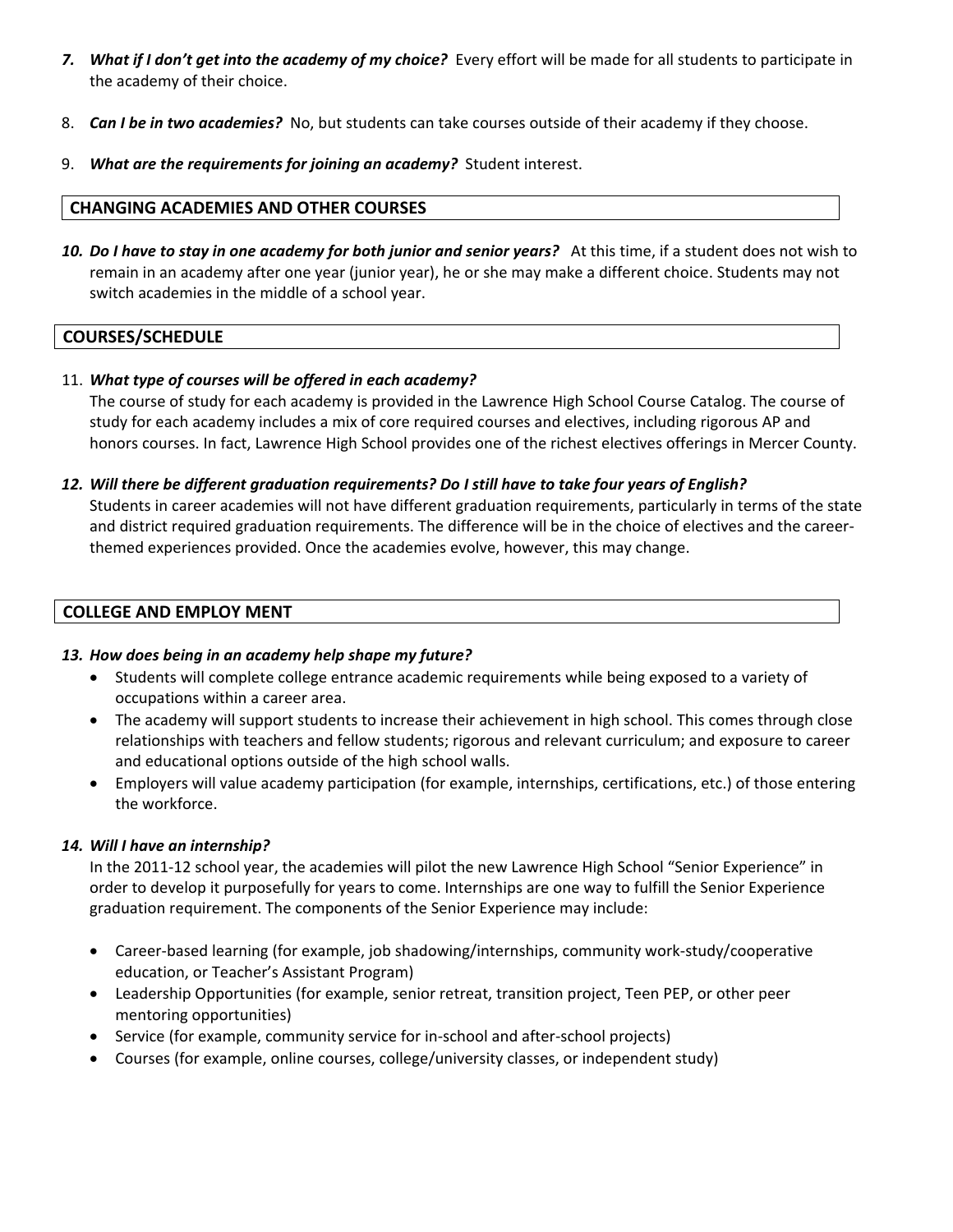7. ***What if I don't get into the academy of my choice?*** Every effort will be made for all students to participate in the academy of their choice.

8. ***Can I be in two academies?*** No, but students can take courses outside of their academy if they choose.

9. ***What are the requirements for joining an academy?*** Student interest.

## CHANGING ACADEMIES AND OTHER COURSES

10. ***Do I have to stay in one academy for both junior and senior years?*** At this time, if a student does not wish to remain in an academy after one year (junior year), he or she may make a different choice. Students may not switch academies in the middle of a school year.

## COURSES/SCHEDULE

11. ***What type of courses will be offered in each academy?***
    The course of study for each academy is provided in the Lawrence High School Course Catalog. The course of study for each academy includes a mix of core required courses and electives, including rigorous AP and honors courses. In fact, Lawrence High School provides one of the richest electives offerings in Mercer County.

12. ***Will there be different graduation requirements? Do I still have to take four years of English?***
    Students in career academies will not have different graduation requirements, particularly in terms of the state and district required graduation requirements. The difference will be in the choice of electives and the career-themed experiences provided. Once the academies evolve, however, this may change.

## COLLEGE AND EMPLOY MENT

13. ***How does being in an academy help shape my future?***
    - Students will complete college entrance academic requirements while being exposed to a variety of occupations within a career area.
    - The academy will support students to increase their achievement in high school. This comes through close relationships with teachers and fellow students; rigorous and relevant curriculum; and exposure to career and educational options outside of the high school walls.
    - Employers will value academy participation (for example, internships, certifications, etc.) of those entering the workforce.

14. ***Will I have an internship?***
    In the 2011-12 school year, the academies will pilot the new Lawrence High School "Senior Experience" in order to develop it purposefully for years to come. Internships are one way to fulfill the Senior Experience graduation requirement. The components of the Senior Experience may include:

    - Career-based learning (for example, job shadowing/internships, community work-study/cooperative education, or Teacher's Assistant Program)
    - Leadership Opportunities (for example, senior retreat, transition project, Teen PEP, or other peer mentoring opportunities)
    - Service (for example, community service for in-school and after-school projects)
    - Courses (for example, online courses, college/university classes, or independent study)